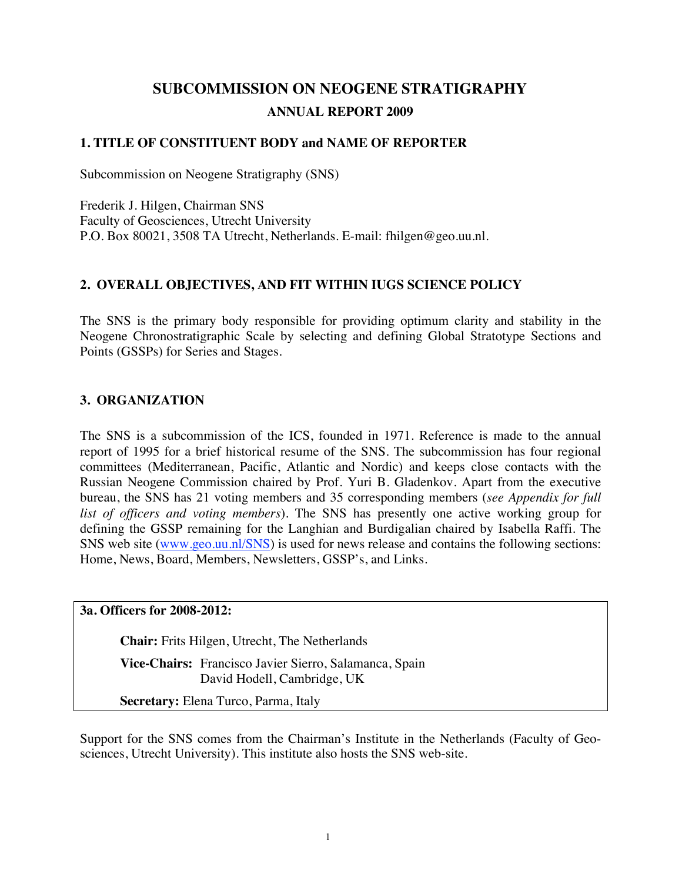# SUBCOMMISSION ON NEOGENE STRATIGRAPHY

## ANNUAL REPORT 2009

### 1. TITLE OF CONSTITUENT BODY and NAME OF REPORTER

Subcommission on Neogene Stratigraphy (SNS)

Frederik J. Hilgen, Chairman SNS
Faculty of Geosciences, Utrecht University
P.O. Box 80021, 3508 TA Utrecht, Netherlands. E-mail: fhilgen@geo.uu.nl.

### 2. OVERALL OBJECTIVES, AND FIT WITHIN IUGS SCIENCE POLICY

The SNS is the primary body responsible for providing optimum clarity and stability in the Neogene Chronostratigraphic Scale by selecting and defining Global Stratotype Sections and Points (GSSPs) for Series and Stages.

### 3. ORGANIZATION

The SNS is a subcommission of the ICS, founded in 1971. Reference is made to the annual report of 1995 for a brief historical resume of the SNS. The subcommission has four regional committees (Mediterranean, Pacific, Atlantic and Nordic) and keeps close contacts with the Russian Neogene Commission chaired by Prof. Yuri B. Gladenkov. Apart from the executive bureau, the SNS has 21 voting members and 35 corresponding members (*see Appendix for full list of officers and voting members*). The SNS has presently one active working group for defining the GSSP remaining for the Langhian and Burdigalian chaired by Isabella Raffi. The SNS web site (www.geo.uu.nl/SNS) is used for news release and contains the following sections: Home, News, Board, Members, Newsletters, GSSP's, and Links.

**3a. Officers for 2008-2012:**

**Chair:** Frits Hilgen, Utrecht, The Netherlands

**Vice-Chairs:** Francisco Javier Sierro, Salamanca, Spain
David Hodell, Cambridge, UK

**Secretary:** Elena Turco, Parma, Italy

Support for the SNS comes from the Chairman's Institute in the Netherlands (Faculty of Geosciences, Utrecht University). This institute also hosts the SNS web-site.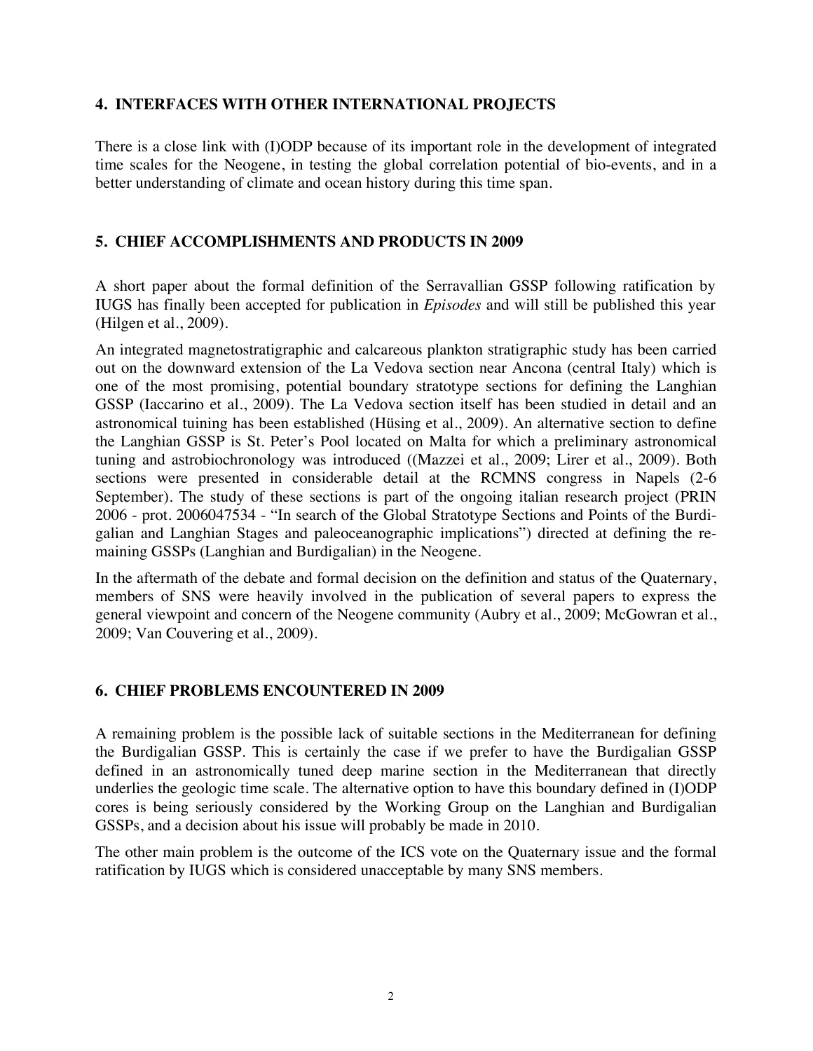## 4. INTERFACES WITH OTHER INTERNATIONAL PROJECTS

There is a close link with (I)ODP because of its important role in the development of integrated time scales for the Neogene, in testing the global correlation potential of bio-events, and in a better understanding of climate and ocean history during this time span.

## 5. CHIEF ACCOMPLISHMENTS AND PRODUCTS IN 2009

A short paper about the formal definition of the Serravallian GSSP following ratification by IUGS has finally been accepted for publication in *Episodes* and will still be published this year (Hilgen et al., 2009).

An integrated magnetostratigraphic and calcareous plankton stratigraphic study has been carried out on the downward extension of the La Vedova section near Ancona (central Italy) which is one of the most promising, potential boundary stratotype sections for defining the Langhian GSSP (Iaccarino et al., 2009). The La Vedova section itself has been studied in detail and an astronomical tuining has been established (Hüsing et al., 2009). An alternative section to define the Langhian GSSP is St. Peter's Pool located on Malta for which a preliminary astronomical tuning and astrobiochronology was introduced ((Mazzei et al., 2009; Lirer et al., 2009). Both sections were presented in considerable detail at the RCMNS congress in Napels (2-6 September). The study of these sections is part of the ongoing italian research project (PRIN 2006 - prot. 2006047534 - "In search of the Global Stratotype Sections and Points of the Burdigalian and Langhian Stages and paleoceanographic implications") directed at defining the remaining GSSPs (Langhian and Burdigalian) in the Neogene.

In the aftermath of the debate and formal decision on the definition and status of the Quaternary, members of SNS were heavily involved in the publication of several papers to express the general viewpoint and concern of the Neogene community (Aubry et al., 2009; McGowran et al., 2009; Van Couvering et al., 2009).

## 6. CHIEF PROBLEMS ENCOUNTERED IN 2009

A remaining problem is the possible lack of suitable sections in the Mediterranean for defining the Burdigalian GSSP. This is certainly the case if we prefer to have the Burdigalian GSSP defined in an astronomically tuned deep marine section in the Mediterranean that directly underlies the geologic time scale. The alternative option to have this boundary defined in (I)ODP cores is being seriously considered by the Working Group on the Langhian and Burdigalian GSSPs, and a decision about his issue will probably be made in 2010.

The other main problem is the outcome of the ICS vote on the Quaternary issue and the formal ratification by IUGS which is considered unacceptable by many SNS members.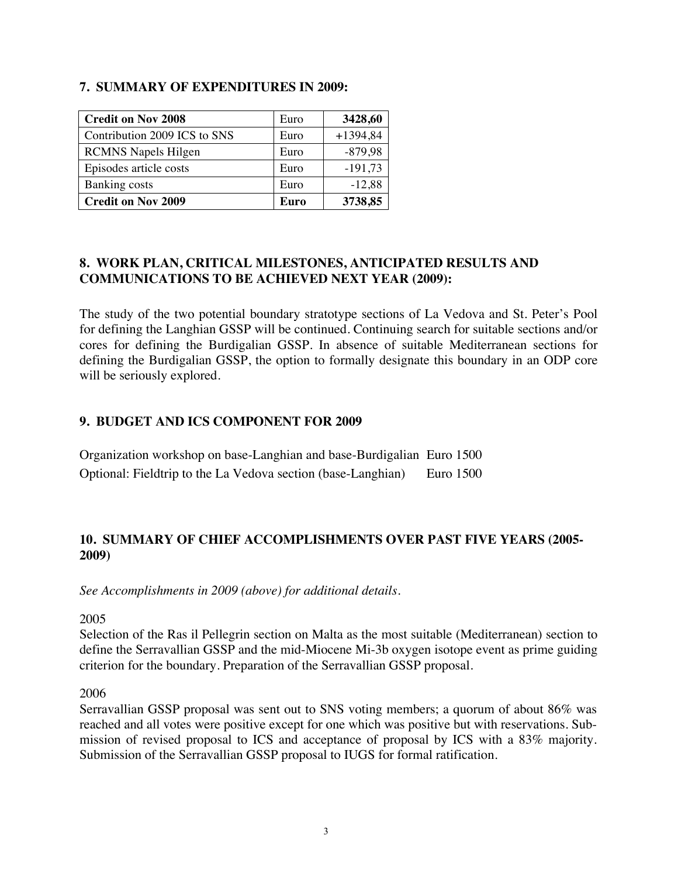## 7. SUMMARY OF EXPENDITURES IN 2009:

| **Credit on Nov 2008** | Euro | **3428,60** |
|---|---|---|
| Contribution 2009 ICS to SNS | Euro | +1394,84 |
| RCMNS Napels Hilgen | Euro | -879,98 |
| Episodes article costs | Euro | -191,73 |
| Banking costs | Euro | -12,88 |
| **Credit on Nov 2009** | **Euro** | **3738,85** |

## 8. WORK PLAN, CRITICAL MILESTONES, ANTICIPATED RESULTS AND COMMUNICATIONS TO BE ACHIEVED NEXT YEAR (2009):

The study of the two potential boundary stratotype sections of La Vedova and St. Peter's Pool for defining the Langhian GSSP will be continued. Continuing search for suitable sections and/or cores for defining the Burdigalian GSSP. In absence of suitable Mediterranean sections for defining the Burdigalian GSSP, the option to formally designate this boundary in an ODP core will be seriously explored.

## 9. BUDGET AND ICS COMPONENT FOR 2009

Organization workshop on base-Langhian and base-Burdigalian Euro 1500

Optional: Fieldtrip to the La Vedova section (base-Langhian) Euro 1500

## 10. SUMMARY OF CHIEF ACCOMPLISHMENTS OVER PAST FIVE YEARS (2005-2009)

*See Accomplishments in 2009 (above) for additional details.*

2005

Selection of the Ras il Pellegrin section on Malta as the most suitable (Mediterranean) section to define the Serravallian GSSP and the mid-Miocene Mi-3b oxygen isotope event as prime guiding criterion for the boundary. Preparation of the Serravallian GSSP proposal.

2006

Serravallian GSSP proposal was sent out to SNS voting members; a quorum of about 86% was reached and all votes were positive except for one which was positive but with reservations. Submission of revised proposal to ICS and acceptance of proposal by ICS with a 83% majority. Submission of the Serravallian GSSP proposal to IUGS for formal ratification.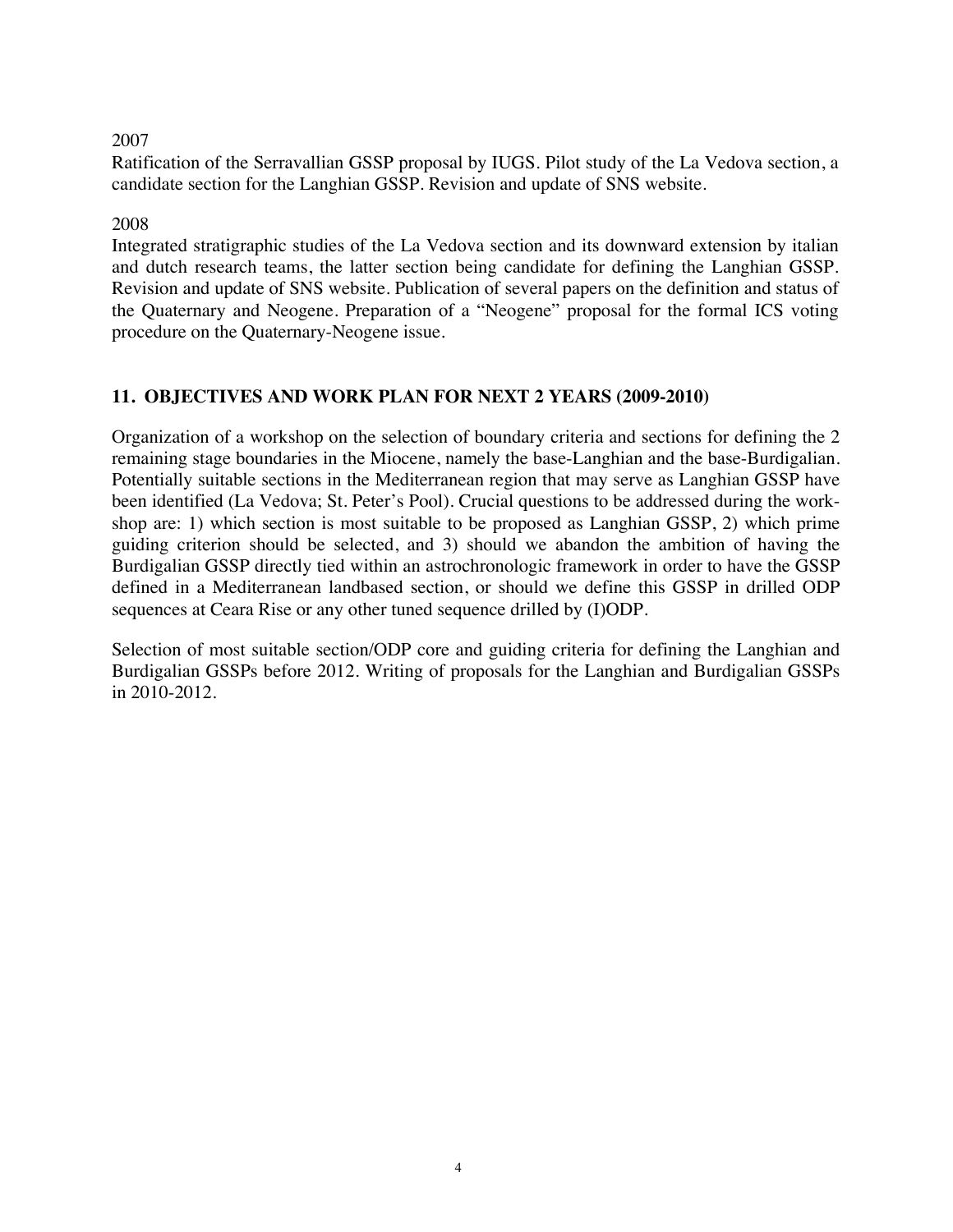2007

Ratification of the Serravallian GSSP proposal by IUGS. Pilot study of the La Vedova section, a candidate section for the Langhian GSSP. Revision and update of SNS website.

2008

Integrated stratigraphic studies of the La Vedova section and its downward extension by italian and dutch research teams, the latter section being candidate for defining the Langhian GSSP. Revision and update of SNS website. Publication of several papers on the definition and status of the Quaternary and Neogene. Preparation of a "Neogene" proposal for the formal ICS voting procedure on the Quaternary-Neogene issue.

## 11. OBJECTIVES AND WORK PLAN FOR NEXT 2 YEARS (2009-2010)

Organization of a workshop on the selection of boundary criteria and sections for defining the 2 remaining stage boundaries in the Miocene, namely the base-Langhian and the base-Burdigalian. Potentially suitable sections in the Mediterranean region that may serve as Langhian GSSP have been identified (La Vedova; St. Peter's Pool). Crucial questions to be addressed during the workshop are: 1) which section is most suitable to be proposed as Langhian GSSP, 2) which prime guiding criterion should be selected, and 3) should we abandon the ambition of having the Burdigalian GSSP directly tied within an astrochronologic framework in order to have the GSSP defined in a Mediterranean landbased section, or should we define this GSSP in drilled ODP sequences at Ceara Rise or any other tuned sequence drilled by (I)ODP.

Selection of most suitable section/ODP core and guiding criteria for defining the Langhian and Burdigalian GSSPs before 2012. Writing of proposals for the Langhian and Burdigalian GSSPs in 2010-2012.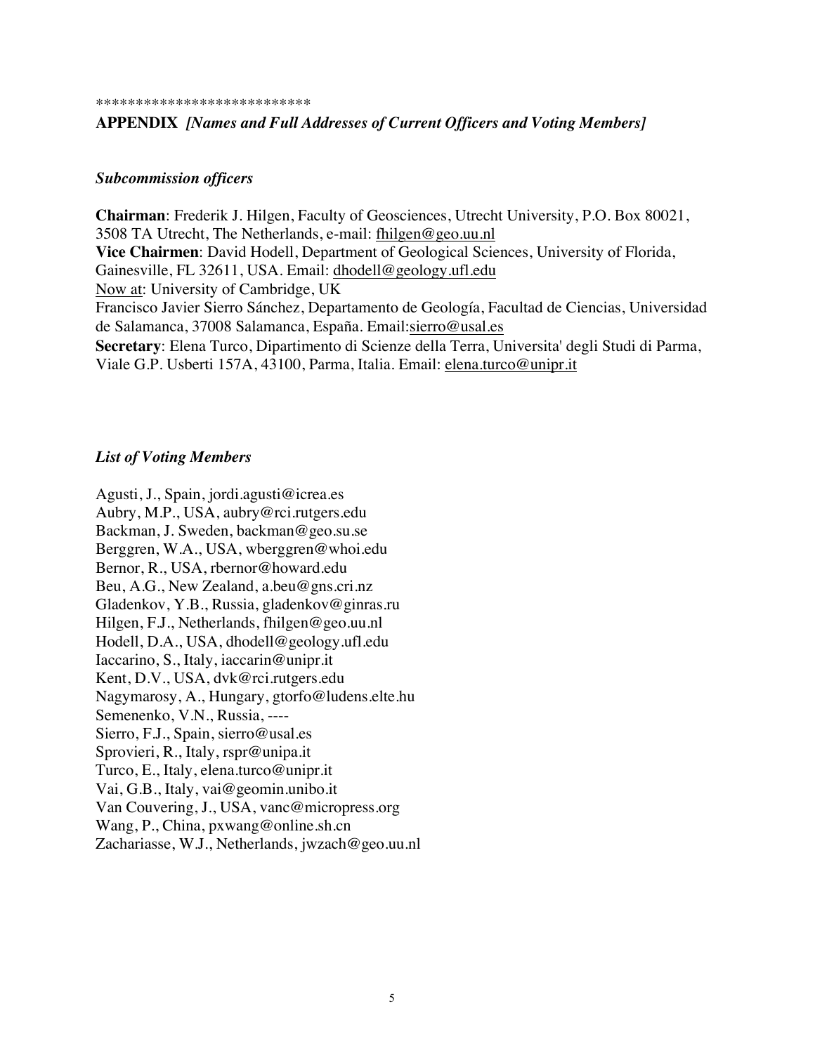***************************

**APPENDIX** ***[Names and Full Addresses of Current Officers and Voting Members]***

### *Subcommission officers*

**Chairman**: Frederik J. Hilgen, Faculty of Geosciences, Utrecht University, P.O. Box 80021, 3508 TA Utrecht, The Netherlands, e-mail: fhilgen@geo.uu.nl
**Vice Chairmen**: David Hodell, Department of Geological Sciences, University of Florida, Gainesville, FL 32611, USA. Email: dhodell@geology.ufl.edu
Now at: University of Cambridge, UK
Francisco Javier Sierro Sánchez, Departamento de Geología, Facultad de Ciencias, Universidad de Salamanca, 37008 Salamanca, España. Email:sierro@usal.es
**Secretary**: Elena Turco, Dipartimento di Scienze della Terra, Universita' degli Studi di Parma, Viale G.P. Usberti 157A, 43100, Parma, Italia. Email: elena.turco@unipr.it

### *List of Voting Members*

Agusti, J., Spain, jordi.agusti@icrea.es
Aubry, M.P., USA, aubry@rci.rutgers.edu
Backman, J. Sweden, backman@geo.su.se
Berggren, W.A., USA, wberggren@whoi.edu
Bernor, R., USA, rbernor@howard.edu
Beu, A.G., New Zealand, a.beu@gns.cri.nz
Gladenkov, Y.B., Russia, gladenkov@ginras.ru
Hilgen, F.J., Netherlands, fhilgen@geo.uu.nl
Hodell, D.A., USA, dhodell@geology.ufl.edu
Iaccarino, S., Italy, iaccarin@unipr.it
Kent, D.V., USA, dvk@rci.rutgers.edu
Nagymarosy, A., Hungary, gtorfo@ludens.elte.hu
Semenenko, V.N., Russia, ----
Sierro, F.J., Spain, sierro@usal.es
Sprovieri, R., Italy, rspr@unipa.it
Turco, E., Italy, elena.turco@unipr.it
Vai, G.B., Italy, vai@geomin.unibo.it
Van Couvering, J., USA, vanc@micropress.org
Wang, P., China, pxwang@online.sh.cn
Zachariasse, W.J., Netherlands, jwzach@geo.uu.nl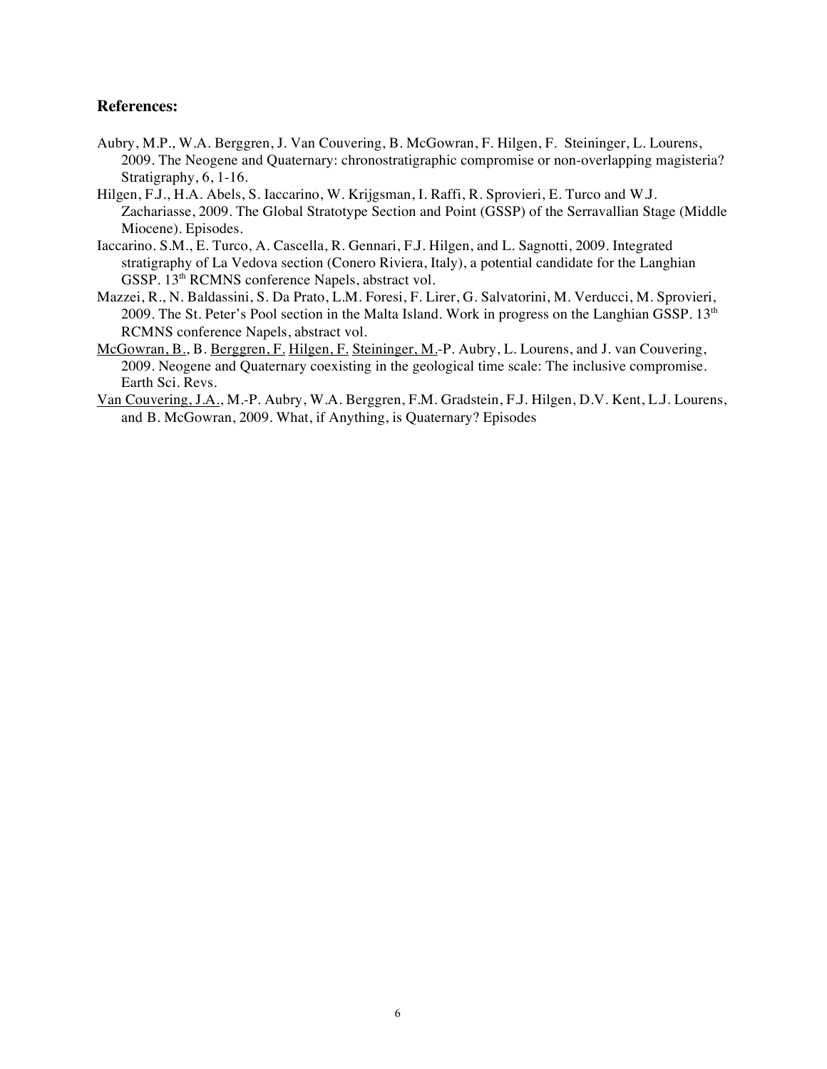### References:

Aubry, M.P., W.A. Berggren, J. Van Couvering, B. McGowran, F. Hilgen, F. Steininger, L. Lourens, 2009. The Neogene and Quaternary: chronostratigraphic compromise or non-overlapping magisteria? Stratigraphy, 6, 1-16.

Hilgen, F.J., H.A. Abels, S. Iaccarino, W. Krijgsman, I. Raffi, R. Sprovieri, E. Turco and W.J. Zachariasse, 2009. The Global Stratotype Section and Point (GSSP) of the Serravallian Stage (Middle Miocene). Episodes.

Iaccarino. S.M., E. Turco, A. Cascella, R. Gennari, F.J. Hilgen, and L. Sagnotti, 2009. Integrated stratigraphy of La Vedova section (Conero Riviera, Italy), a potential candidate for the Langhian GSSP. 13th RCMNS conference Napels, abstract vol.

Mazzei, R., N. Baldassini, S. Da Prato, L.M. Foresi, F. Lirer, G. Salvatorini, M. Verducci, M. Sprovieri, 2009. The St. Peter's Pool section in the Malta Island. Work in progress on the Langhian GSSP. 13th RCMNS conference Napels, abstract vol.

McGowran, B., B. Berggren, F. Hilgen, F. Steininger, M.-P. Aubry, L. Lourens, and J. van Couvering, 2009. Neogene and Quaternary coexisting in the geological time scale: The inclusive compromise. Earth Sci. Revs.

Van Couvering, J.A., M.-P. Aubry, W.A. Berggren, F.M. Gradstein, F.J. Hilgen, D.V. Kent, L.J. Lourens, and B. McGowran, 2009. What, if Anything, is Quaternary? Episodes